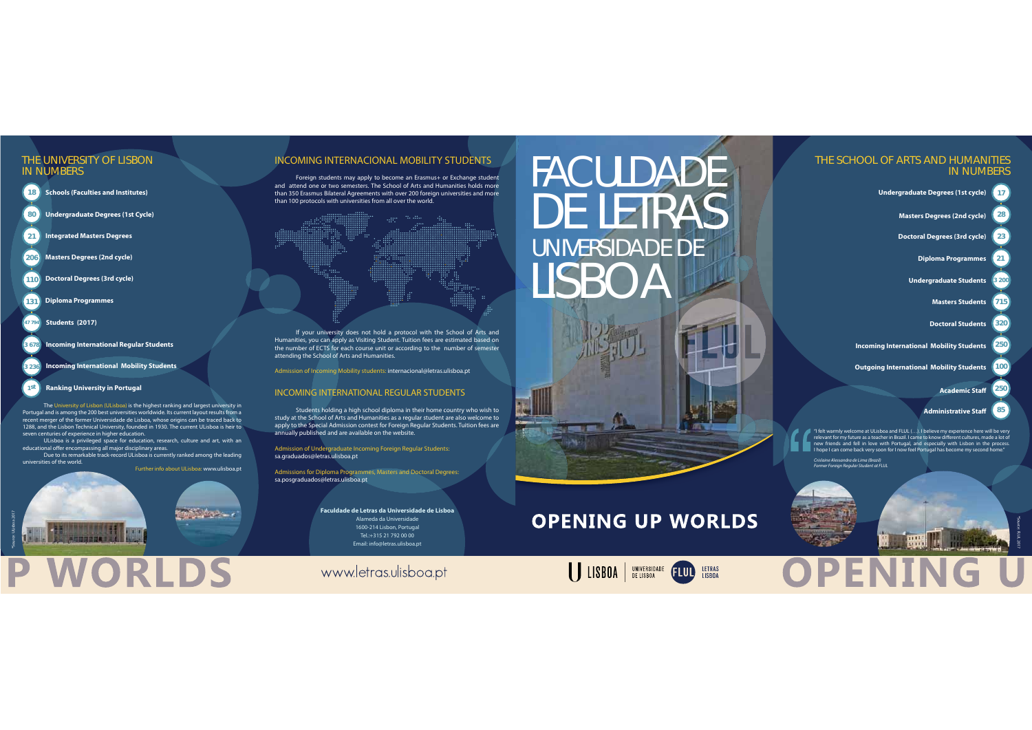# THE UNIVERSITY OF LISBON IN NUMBERS

- **18** Schools (Faculties and Institutes)
- **80** Undergraduate Degrees (1st Cycle)
- **21** Integrated Masters Degrees
- **206** Masters Degrees (2nd cycle)
- **110** Doctoral Degrees (3rd cycle)
- **131** Diploma Programmes
- **47 794** Students (2017)
- **3 678** Incoming International Regular Students
- **3 236** Incoming International Mobility Students
- **1st** Ranking University in Portugal

The University of Lisbon (ULisboa) is the highest ranking and largest university in Portugal and is among the 200 best universities worldwide. Its current layout results from a recent merger of the former Universidade de Lisboa, whose origins can be traced back to 1288, and the Lisbon Technical University, founded in 1930. The current ULisboa is heir to seven centuries of experience in higher education.

ULisboa is a privileged space for education, research, culture and art, with an educational offer encompassing all major disciplinary areas.

Due to its remarkable track-record ULisboa is currently ranked among the leading universities of the world.

Further info about ULisboa: www.ulisboa.pt

*Source: ULisboa 2017

# INCOMING INTERNACIONAL MOBILITY STUDENTS

Foreign students may apply to become an Erasmus+ or Exchange student and attend one or two semesters. The School of Arts and Humanities holds more than 350 Erasmus Bilateral Agreements with over 200 foreign universities and more than 100 protocols with universities from all over the world.

If your university does not hold a protocol with the School of Arts and Humanities, you can apply as Visiting Student. Tuition fees are estimated based on the number of ECTS for each course unit or according to the number of semester attending the School of Arts and Humanities.

Admission of Incoming Mobility students: internacional@letras.ulisboa.pt

# INCOMING INTERNATIONAL REGULAR STUDENTS

Students holding a high school diploma in their home country who wish to study at the School of Arts and Humanities as a regular student are also welcome to apply to the Special Admission contest for Foreign Regular Students. Tuition fees are annually published and are available on the website.

Admission of Undergraduate Incoming Foreign Regular Students:
sa.graduados@letras.ulisboa.pt

Admissions for Diploma Programmes, Masters and Doctoral Degrees:
sa.posgraduados@letras.ulisboa.pt

**Faculdade de Letras da Universidade de Lisboa**
Alameda da Universidade
1600-214 Lisbon, Portugal
Tel.:+315 21 792 00 00
Email: info@letras.ulisboa.pt

www.letras.ulisboa.pt

# FACULDADE DE LETRAS UNIVERSIDADE DE LISBOA

## OPENING UP WORLDS

U LISBOA | UNIVERSIDADE DE LISBOA — FLUL LETRAS LISBOA

# THE SCHOOL OF ARTS AND HUMANITIES IN NUMBERS

- Undergraduate Degrees (1st cycle) **17**
- Masters Degrees (2nd cycle) **28**
- Doctoral Degrees (3rd cycle) **23**
- Diploma Programmes **21**
- Undergraduate Students **3 200**
- Masters Students **715**
- Doctoral Students **320**
- Incoming International Mobility Students **250**
- Outgoing International Mobility Students **100**
- Academic Staff **250**
- Administrative Staff **85**

"I felt warmly welcome at ULisboa and FLUL (...). I believe my experience here will be very relevant for my future as a teacher in Brazil. I came to know different cultures, made a lot of new friends and fell in love with Portugal, and especially with Lisbon in the process. I hope I can come back very soon for I now feel Portugal has become my second home."

*Crislaine Alessandra de Lima (Brazil)*
*Former Foreign Regular Student at FLUL*

*Source: FLUL 2017

OPENING UP WORLDS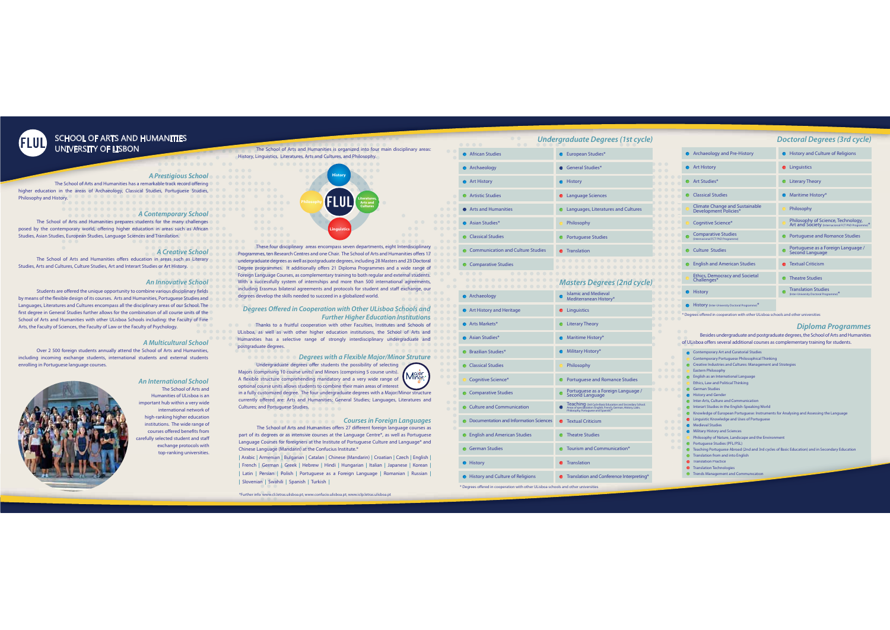# SCHOOL OF ARTS AND HUMANITIES
## UNIVERSITY OF LISBON

### A Prestigious School

The School of Arts and Humanities has a remarkable track record offering higher education in the areas of Archaeology, Classical Studies, Portuguese Studies, Philosophy and History.

### A Contemporary School

The School of Arts and Humanities prepares students for the many challenges posed by the contemporary world, offering higher education in areas such as African Studies, Asian Studies, European Studies, Language Sciences and Translation.

### A Creative School

The School of Arts and Humanities offers education in areas such as Literary Studies, Arts and Cultures, Culture Studies, Art and Interart Studies or Art History.

### An Innovative School

Students are offered the unique opportunity to combine various disciplinary fields by means of the flexible design of its courses. Arts and Humanities, Portuguese Studies and Languages, Literatures and Cultures encompass all the disciplinary areas of our School. The first degree in General Studies further allows for the combination of all course units of the School of Arts and Humanities with other ULisboa Schools including: the Faculty of Fine Arts, the Faculty of Sciences, the Faculty of Law or the Faculty of Psychology.

### A Multicultural School

Over 2 500 foreign students annually attend the School of Arts and Humanities, including incoming exchange students, international students and external students enrolling in Portuguese language courses.

### An International School

The School of Arts and Humanities of ULisboa is an important hub within a very wide international network of high-ranking higher education institutions. The wide range of courses offered benefits from carefully selected student and staff exchange protocols with top-ranking universities.

The School of Arts and Humanities is organized into four main disciplinary areas: History, Linguistics, Literatures, Arts and Cultures, and Philosophy.

History
Philosophy
FLUL
Literatures, Arts and Cultures
Linguistics

These four disciplinary areas encompass seven departments, eight Interdisciplinary Programmes, ten Research Centres and one Chair. The School of Arts and Humanities offers 17 undergraduate degrees as well as postgraduate degrees, including 28 Masters and 23 Doctoral Degree programmes. It additionally offers 21 Diploma Programmes and a wide range of Foreign Language Courses, as complementary training to both regular and external students. With a successfully system of internships and more than 500 international agreements, including Erasmus bilateral agreements and protocols for student and staff exchange, our degrees develop the skills needed to succeed in a globalized world.

### Degrees Offered in Cooperation with Other ULisboa Schools and Further Higher Education Institutions

Thanks to a fruitful cooperation with other Faculties, Institutes and Schools of ULisboa, as well as with other higher education institutions, the School of Arts and Humanities has a selective range of strongly interdisciplinary undergraduate and postgraduate degrees.

### Degrees with a Flexible Major/Minor Struture

Undergraduate degrees offer students the possibility of selecting Majors (comprising 10 course units) and Minors (comprising 5 course units). A flexible structure comprehending mandatory and a very wide range of optional course units allows students to combine their main areas of interest in a fully customized degree. The four undergraduate degrees with a Major/Minor structure currently offered are: Arts and Humanities; General Studies; Languages, Literatures and Cultures; and Portuguese Studies.

Major Minor

### Courses in Foreign Languages

The School of Arts and Humanities offers 27 different foreign language courses as part of its degrees or as intensive courses at the Language Centre*, as well as Portuguese Language Courses for foreigners at the Institute of Portuguese Culture and Language* and Chinese Language (Mandarin) at the Confucius Institute.*

| Arabic | Armenian | Bulgarian | Catalan | Chinese (Mandarin) | Croatian | Czech | English | French | German | Greek | Hebrew | Hindi | Hungarian | Italian | Japanese | Korean | Latin | Persian | Polish | Portuguese as a Foreign Language | Romanian | Russian | Slovenian | Swahili | Spanish | Turkish |

*Further info: www.cl.letras.ulisboa.pt; www.confucio.ulisboa.pt; www.iclp.letras.ulisboa.pt

## Undergraduate Degrees (1st cycle)

- African Studies
- Archaeology
- Art History
- Artistic Studies
- Arts and Humanities
- Asian Studies*
- Classical Studies
- Communication and Culture Studies
- Comparative Studies
- European Studies*
- General Studies*
- History
- Language Sciences
- Languages, Literatures and Cultures
- Philosophy
- Portuguese Studies
- Translation

## Masters Degrees (2nd cycle)

- Archaeology
- Art History and Heritage
- Arts Markets*
- Asian Studies*
- Brazilian Studies*
- Classical Studies
- Cognitive Science*
- Comparative Studies
- Culture and Communication
- Documentation and Information Sciences
- English and American Studies
- German Studies
- History
- History and Culture of Religions
- Islamic and Medieval Mediterranean History*
- Linguistics
- Literary Theory
- Maritime History*
- Military History*
- Philosophy
- Portuguese and Romance Studies
- Portuguese as a Foreign Language / Second Language
- Teaching (3rd Cycle Basic Education and Secondary School. Areas of specialization: English, French, German, History, Latin, Philosophy, Portuguese and Spanish)*
- Textual Criticism
- Theatre Studies
- Tourism and Communication*
- Translation
- Translation and Conference Interpreting*

\* Degrees offered in cooperation with other ULisboa schools and other universities

## Doctoral Degrees (3rd cycle)

- Archaeology and Pre-History
- Art History
- Art Studies*
- Classical Studies
- Climate Change and Sustainable Development Policies*
- Cognitive Science*
- Comparative Studies (International FCT PhD Programme)
- Culture Studies
- English and American Studies
- Ethics, Democracy and Societal Challenges*
- History
- History (Inter-University Doctoral Programme)*
- History and Culture of Religions
- Linguistics
- Literary Theory
- Maritime History*
- Philosophy
- Philosophy of Science, Technology, Art and Society (International FCT PhD Programme)*
- Portuguese and Romance Studies
- Portuguese as a Foreign Language / Second Language
- Textual Criticism
- Theatre Studies
- Translation Studies (Inter-University Doctoral Programme)*

\* Degrees offered in cooperation with other ULisboa schools and other universities

## Diploma Programmes

Besides undergraduate and postgraduate degrees, the School of Arts and Humanities of ULisboa offers several additional courses as complementary training for students.

- Contemporary Art and Curatorial Studies
- Contemporary Portuguese Philosophical Thinking
- Creative Industries and Cultures: Management and Strategies
- Eastern Philosophy
- English as an International Language
- Ethics, Law and Political Thinking
- German Studies
- History and Gender
- Inter-Arts, Culture and Communication
- Interart Studies in the English-Speaking World
- Knowledge of European Portuguese: Instruments for Analysing and Assessing the Language
- Linguistic Knowledge and Uses of Portuguese
- Medieval Studies
- Military History and Sciences
- Philosophy of Nature, Landscape and the Environment
- Portuguese Studies (PFL/PSL)
- Teaching Portuguese Abroad (2nd and 3rd cycles of Basic Education) and in Secondary Education
- Translation from and into English
- Translation Practice
- Translation Technologies
- Trends Management and Communication